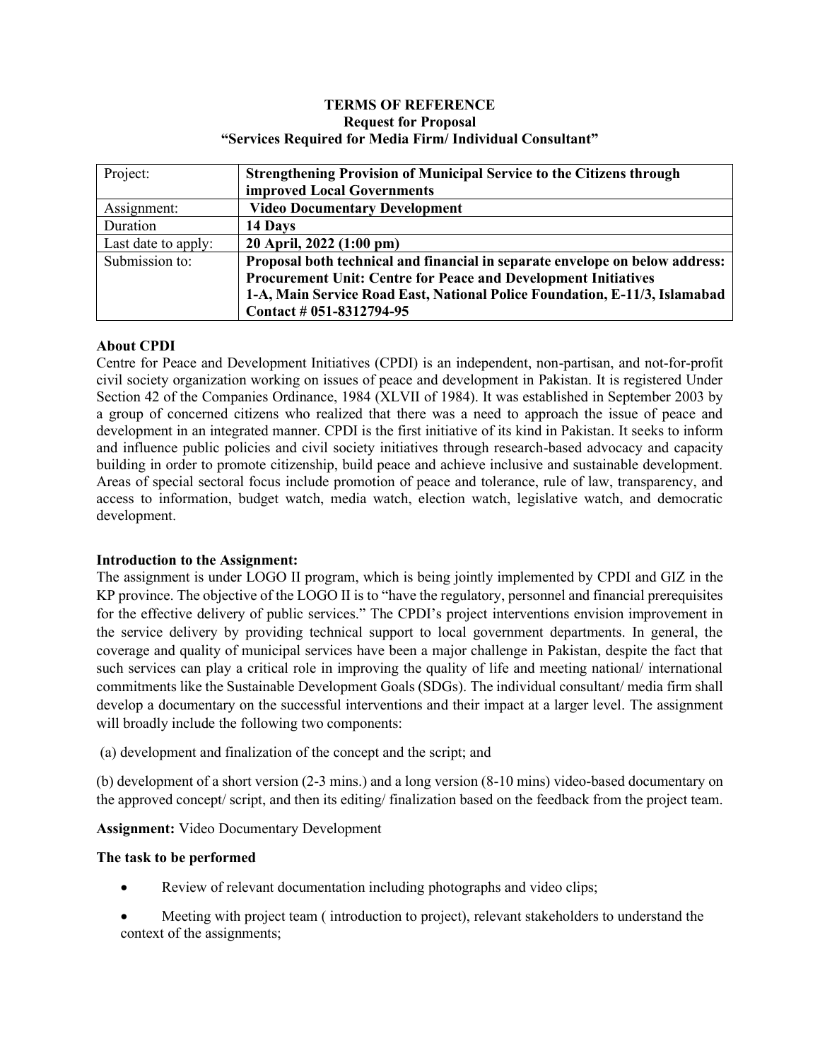**TERMS OF REFERENCE**
**Request for Proposal**
**"Services Required for Media Firm/ Individual Consultant"**

| Project: | **Strengthening Provision of Municipal Service to the Citizens through improved Local Governments** |
|---|---|
| Assignment: | **Video Documentary Development** |
| Duration | **14 Days** |
| Last date to apply: | **20 April, 2022 (1:00 pm)** |
| Submission to: | **Proposal both technical and financial in separate envelope on below address: Procurement Unit: Centre for Peace and Development Initiatives 1-A, Main Service Road East, National Police Foundation, E-11/3, Islamabad Contact # 051-8312794-95** |

**About CPDI**

Centre for Peace and Development Initiatives (CPDI) is an independent, non-partisan, and not-for-profit civil society organization working on issues of peace and development in Pakistan. It is registered Under Section 42 of the Companies Ordinance, 1984 (XLVII of 1984). It was established in September 2003 by a group of concerned citizens who realized that there was a need to approach the issue of peace and development in an integrated manner. CPDI is the first initiative of its kind in Pakistan. It seeks to inform and influence public policies and civil society initiatives through research-based advocacy and capacity building in order to promote citizenship, build peace and achieve inclusive and sustainable development. Areas of special sectoral focus include promotion of peace and tolerance, rule of law, transparency, and access to information, budget watch, media watch, election watch, legislative watch, and democratic development.

**Introduction to the Assignment:**

The assignment is under LOGO II program, which is being jointly implemented by CPDI and GIZ in the KP province. The objective of the LOGO II is to "have the regulatory, personnel and financial prerequisites for the effective delivery of public services." The CPDI's project interventions envision improvement in the service delivery by providing technical support to local government departments. In general, the coverage and quality of municipal services have been a major challenge in Pakistan, despite the fact that such services can play a critical role in improving the quality of life and meeting national/ international commitments like the Sustainable Development Goals (SDGs). The individual consultant/ media firm shall develop a documentary on the successful interventions and their impact at a larger level. The assignment will broadly include the following two components:

(a) development and finalization of the concept and the script; and

(b) development of a short version (2-3 mins.) and a long version (8-10 mins) video-based documentary on the approved concept/ script, and then its editing/ finalization based on the feedback from the project team.

**Assignment:** Video Documentary Development

**The task to be performed**

- Review of relevant documentation including photographs and video clips;
- Meeting with project team ( introduction to project), relevant stakeholders to understand the context of the assignments;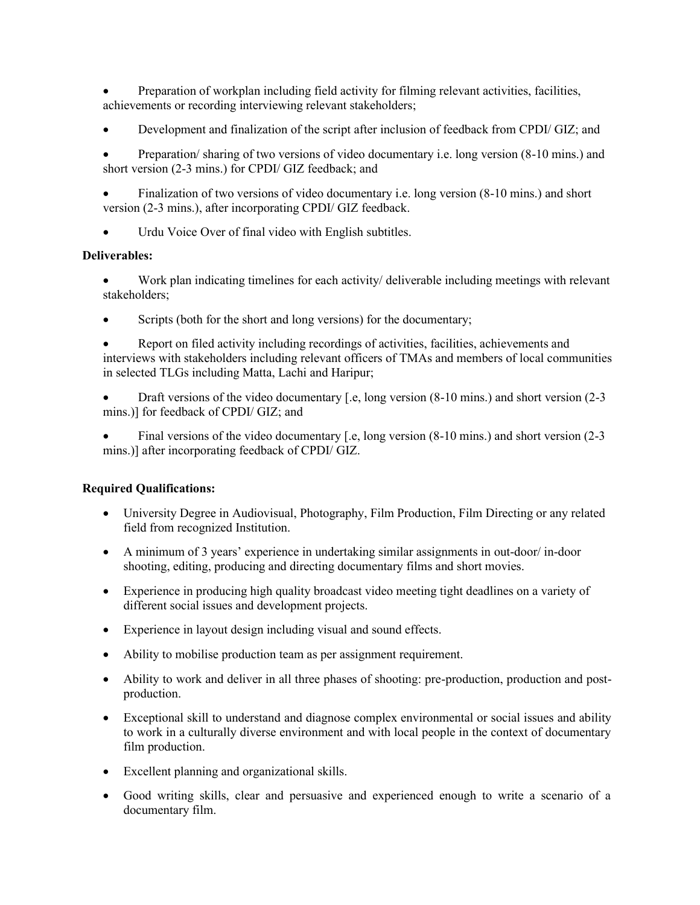- Preparation of workplan including field activity for filming relevant activities, facilities, achievements or recording interviewing relevant stakeholders;
- Development and finalization of the script after inclusion of feedback from CPDI/ GIZ; and
- Preparation/ sharing of two versions of video documentary i.e. long version (8-10 mins.) and short version (2-3 mins.) for CPDI/ GIZ feedback; and
- Finalization of two versions of video documentary i.e. long version (8-10 mins.) and short version (2-3 mins.), after incorporating CPDI/ GIZ feedback.
- Urdu Voice Over of final video with English subtitles.

**Deliverables:**

- Work plan indicating timelines for each activity/ deliverable including meetings with relevant stakeholders;
- Scripts (both for the short and long versions) for the documentary;
- Report on filed activity including recordings of activities, facilities, achievements and interviews with stakeholders including relevant officers of TMAs and members of local communities in selected TLGs including Matta, Lachi and Haripur;
- Draft versions of the video documentary [.e, long version (8-10 mins.) and short version (2-3 mins.)] for feedback of CPDI/ GIZ; and
- Final versions of the video documentary [.e, long version (8-10 mins.) and short version (2-3 mins.)] after incorporating feedback of CPDI/ GIZ.

**Required Qualifications:**

- University Degree in Audiovisual, Photography, Film Production, Film Directing or any related field from recognized Institution.
- A minimum of 3 years' experience in undertaking similar assignments in out-door/ in-door shooting, editing, producing and directing documentary films and short movies.
- Experience in producing high quality broadcast video meeting tight deadlines on a variety of different social issues and development projects.
- Experience in layout design including visual and sound effects.
- Ability to mobilise production team as per assignment requirement.
- Ability to work and deliver in all three phases of shooting: pre-production, production and post-production.
- Exceptional skill to understand and diagnose complex environmental or social issues and ability to work in a culturally diverse environment and with local people in the context of documentary film production.
- Excellent planning and organizational skills.
- Good writing skills, clear and persuasive and experienced enough to write a scenario of a documentary film.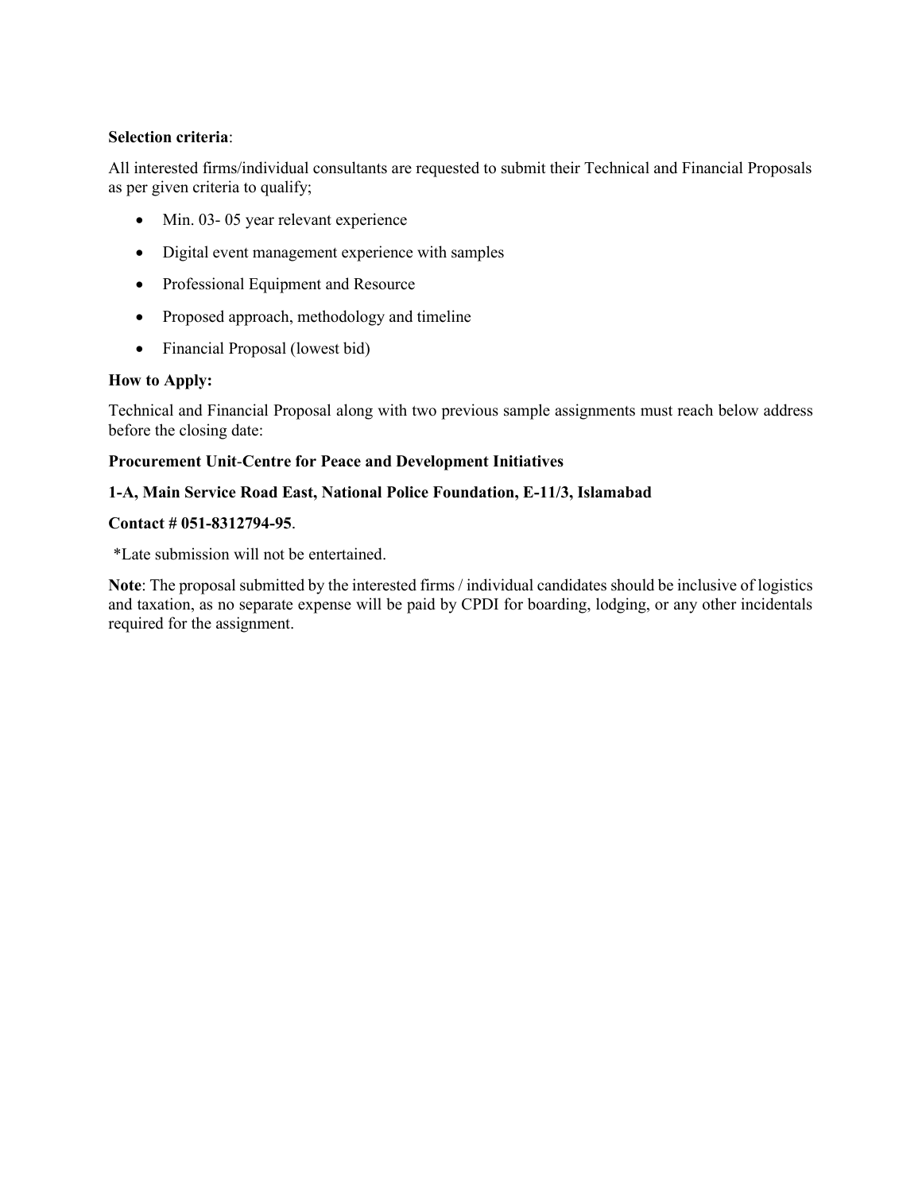**Selection criteria**:

All interested firms/individual consultants are requested to submit their Technical and Financial Proposals as per given criteria to qualify;

- Min. 03- 05 year relevant experience
- Digital event management experience with samples
- Professional Equipment and Resource
- Proposed approach, methodology and timeline
- Financial Proposal (lowest bid)

**How to Apply:**

Technical and Financial Proposal along with two previous sample assignments must reach below address before the closing date:

**Procurement Unit-Centre for Peace and Development Initiatives**

**1-A, Main Service Road East, National Police Foundation, E-11/3, Islamabad**

**Contact # 051-8312794-95**.

*Late submission will not be entertained.

**Note**: The proposal submitted by the interested firms / individual candidates should be inclusive of logistics and taxation, as no separate expense will be paid by CPDI for boarding, lodging, or any other incidentals required for the assignment.